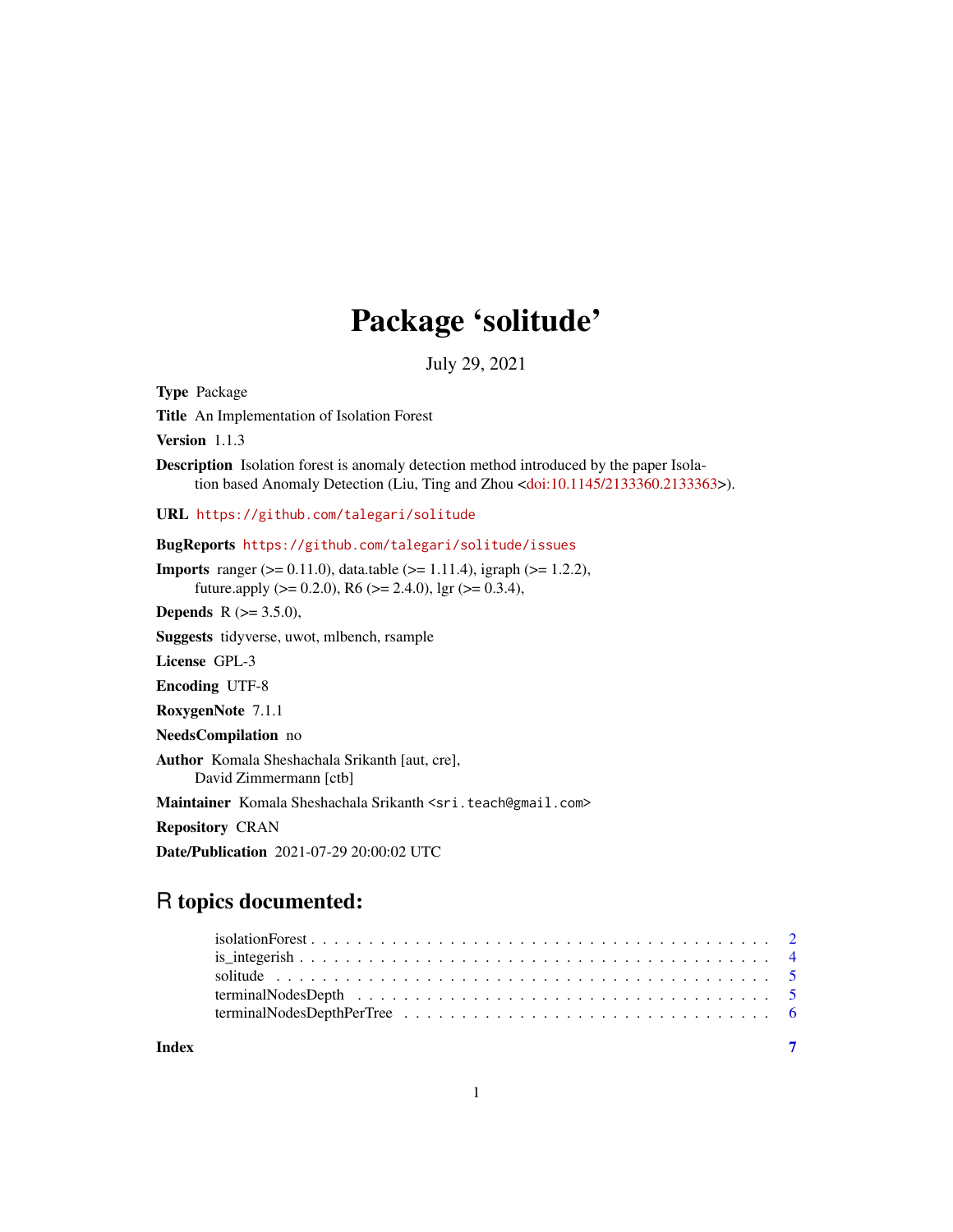# Package 'solitude'

July 29, 2021

**Type** Package

**Title** An Implementation of Isolation Forest

**Version** 1.1.3

**Description** Isolation forest is anomaly detection method introduced by the paper Isolation based Anomaly Detection (Liu, Ting and Zhou <doi:10.1145/2133360.2133363>).

**URL** https://github.com/talegari/solitude

**BugReports** https://github.com/talegari/solitude/issues

**Imports** ranger (>= 0.11.0), data.table (>= 1.11.4), igraph (>= 1.2.2), future.apply (>= 0.2.0), R6 (>= 2.4.0), lgr (>= 0.3.4),

**Depends** R (>= 3.5.0),

**Suggests** tidyverse, uwot, mlbench, rsample

**License** GPL-3

**Encoding** UTF-8

**RoxygenNote** 7.1.1

**NeedsCompilation** no

**Author** Komala Sheshachala Srikanth [aut, cre], David Zimmermann [ctb]

**Maintainer** Komala Sheshachala Srikanth <sri.teach@gmail.com>

**Repository** CRAN

**Date/Publication** 2021-07-29 20:00:02 UTC

## R topics documented:

- isolationForest . . . . . . . . . . . . . . . . . . . . . . . . . . . . . . . . . . . . . . . . 2
- is_integerish . . . . . . . . . . . . . . . . . . . . . . . . . . . . . . . . . . . . . . . . . 4
- solitude . . . . . . . . . . . . . . . . . . . . . . . . . . . . . . . . . . . . . . . . . . . . 5
- terminalNodesDepth . . . . . . . . . . . . . . . . . . . . . . . . . . . . . . . . . . . . . 5
- terminalNodesDepthPerTree . . . . . . . . . . . . . . . . . . . . . . . . . . . . . . . . 6

**Index** 7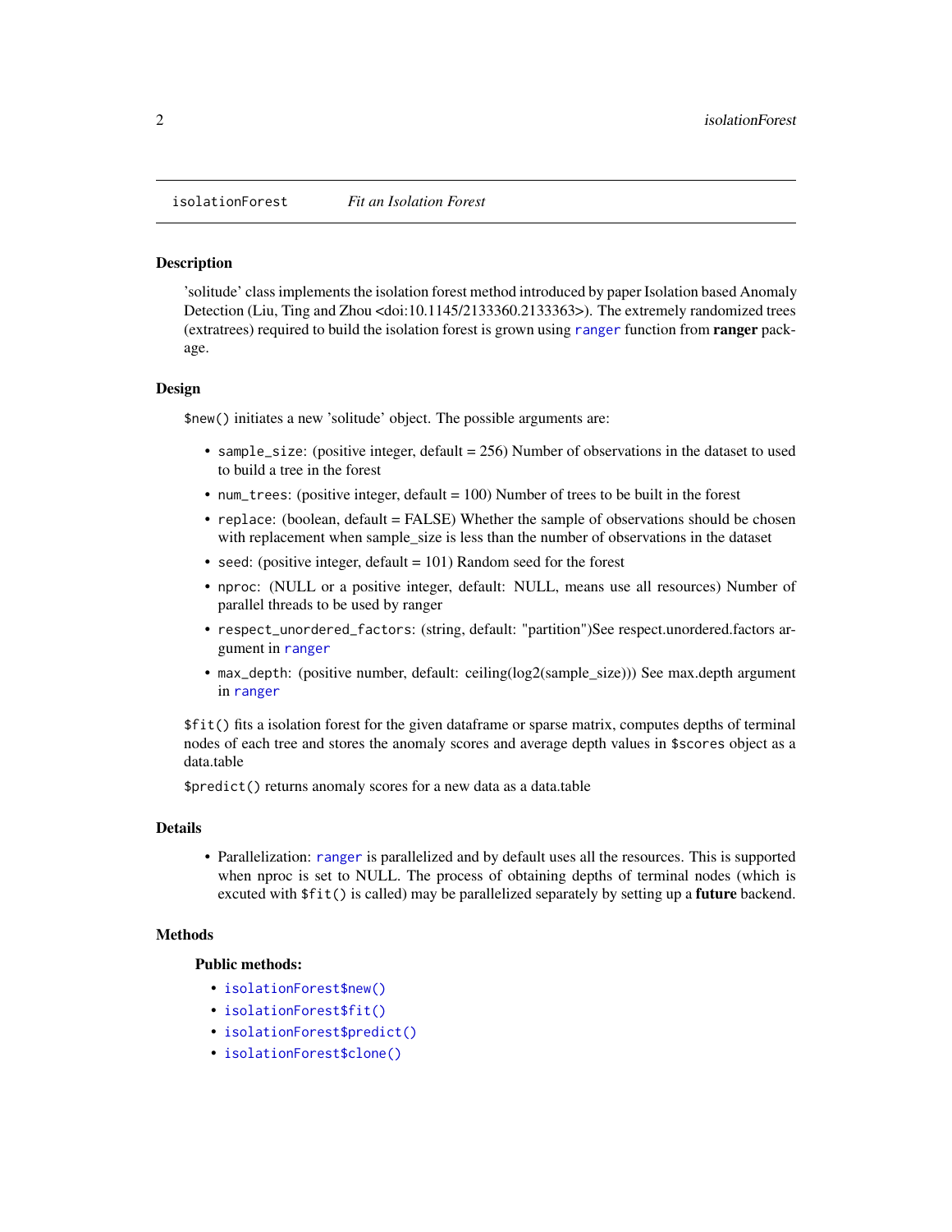# isolationForest — *Fit an Isolation Forest*

## Description

'solitude' class implements the isolation forest method introduced by paper Isolation based Anomaly Detection (Liu, Ting and Zhou <doi:10.1145/2133360.2133363>). The extremely randomized trees (extratrees) required to build the isolation forest is grown using `ranger` function from **ranger** package.

## Design

`$new()` initiates a new 'solitude' object. The possible arguments are:

- `sample_size`: (positive integer, default = 256) Number of observations in the dataset to used to build a tree in the forest
- `num_trees`: (positive integer, default = 100) Number of trees to be built in the forest
- `replace`: (boolean, default = FALSE) Whether the sample of observations should be chosen with replacement when sample_size is less than the number of observations in the dataset
- `seed`: (positive integer, default = 101) Random seed for the forest
- `nproc`: (NULL or a positive integer, default: NULL, means use all resources) Number of parallel threads to be used by ranger
- `respect_unordered_factors`: (string, default: "partition")See respect.unordered.factors argument in `ranger`
- `max_depth`: (positive number, default: ceiling(log2(sample_size))) See max.depth argument in `ranger`

`$fit()` fits a isolation forest for the given dataframe or sparse matrix, computes depths of terminal nodes of each tree and stores the anomaly scores and average depth values in `$scores` object as a data.table

`$predict()` returns anomaly scores for a new data as a data.table

## Details

- Parallelization: `ranger` is parallelized and by default uses all the resources. This is supported when nproc is set to NULL. The process of obtaining depths of terminal nodes (which is excuted with `$fit()` is called) may be parallelized separately by setting up a **future** backend.

## Methods

### Public methods:

- `isolationForest$new()`
- `isolationForest$fit()`
- `isolationForest$predict()`
- `isolationForest$clone()`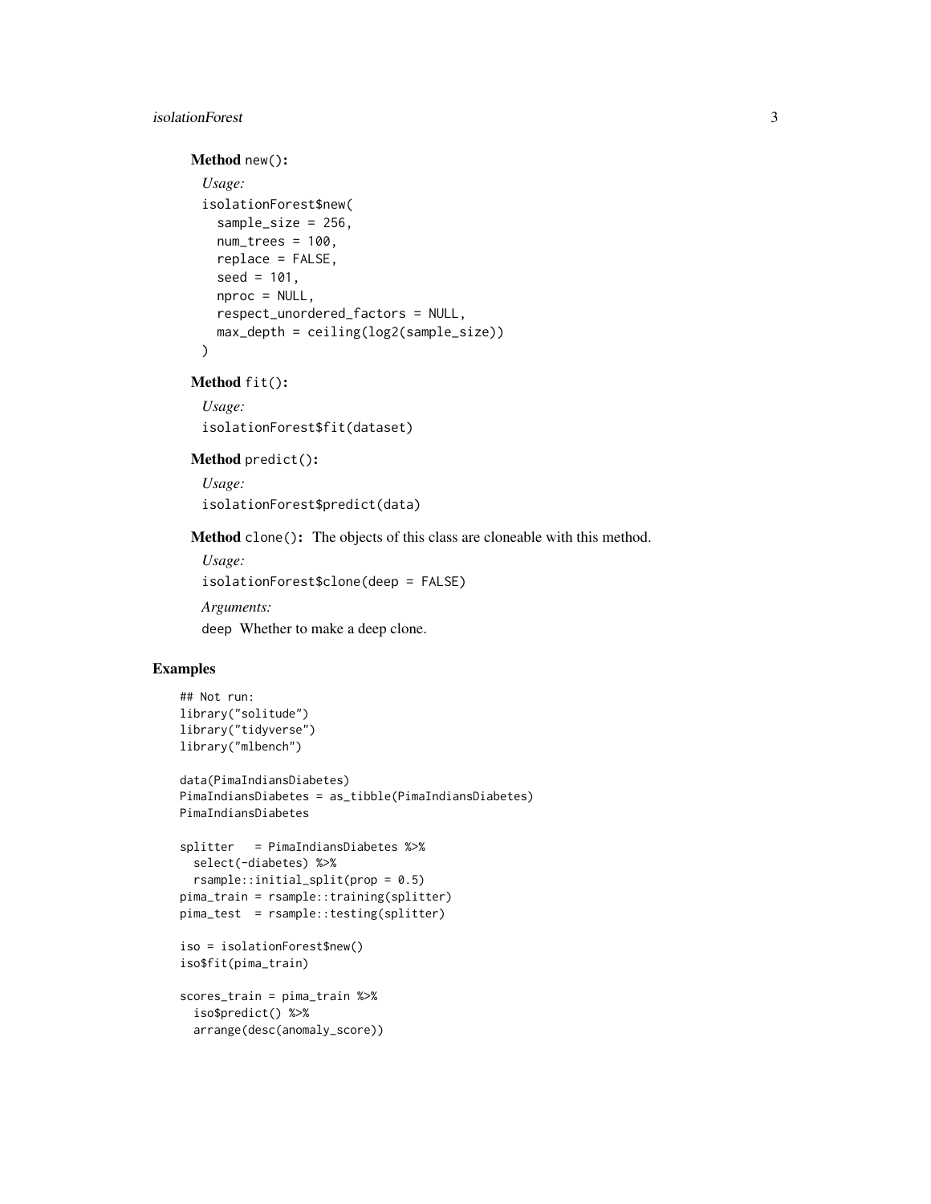**Method** `new()`**:**

*Usage:*

```
isolationForest$new(
  sample_size = 256,
  num_trees = 100,
  replace = FALSE,
  seed = 101,
  nproc = NULL,
  respect_unordered_factors = NULL,
  max_depth = ceiling(log2(sample_size))
)
```

**Method** `fit()`**:**

*Usage:*

```
isolationForest$fit(dataset)
```

**Method** `predict()`**:**

*Usage:*

```
isolationForest$predict(data)
```

**Method** `clone()`**:** The objects of this class are cloneable with this method.

*Usage:*

```
isolationForest$clone(deep = FALSE)
```

*Arguments:*

`deep` Whether to make a deep clone.

## Examples

```
## Not run:
library("solitude")
library("tidyverse")
library("mlbench")

data(PimaIndiansDiabetes)
PimaIndiansDiabetes = as_tibble(PimaIndiansDiabetes)
PimaIndiansDiabetes

splitter   = PimaIndiansDiabetes %>%
  select(-diabetes) %>%
  rsample::initial_split(prop = 0.5)
pima_train = rsample::training(splitter)
pima_test  = rsample::testing(splitter)

iso = isolationForest$new()
iso$fit(pima_train)

scores_train = pima_train %>%
  iso$predict() %>%
  arrange(desc(anomaly_score))
```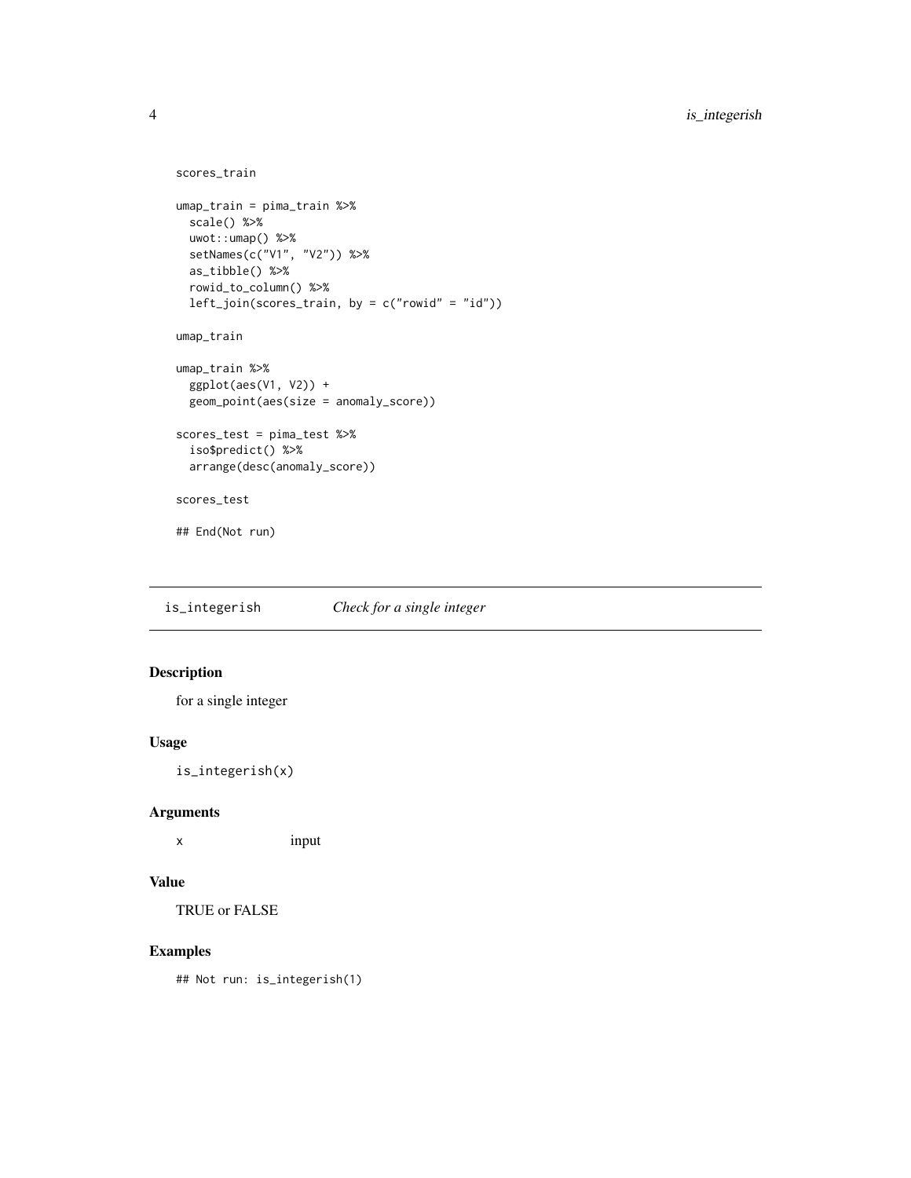```
scores_train

umap_train = pima_train %>%
  scale() %>%
  uwot::umap() %>%
  setNames(c("V1", "V2")) %>%
  as_tibble() %>%
  rowid_to_column() %>%
  left_join(scores_train, by = c("rowid" = "id"))

umap_train

umap_train %>%
  ggplot(aes(V1, V2)) +
  geom_point(aes(size = anomaly_score))

scores_test = pima_test %>%
  iso$predict() %>%
  arrange(desc(anomaly_score))

scores_test

## End(Not run)
```

---

## is_integerish *Check for a single integer*

### Description

for a single integer

### Usage

```
is_integerish(x)
```

### Arguments

| | |
|---|---|
| x | input |

### Value

TRUE or FALSE

### Examples

```
## Not run: is_integerish(1)
```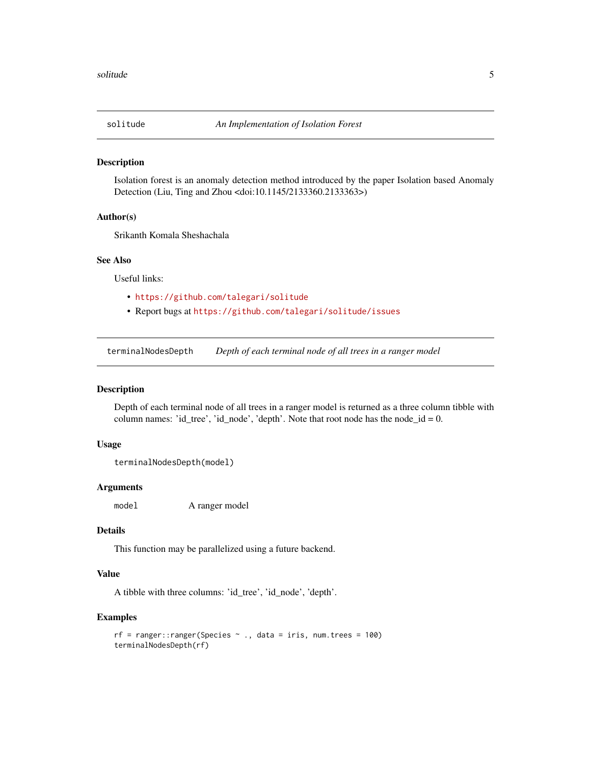## solitude — *An Implementation of Isolation Forest*

### Description

Isolation forest is an anomaly detection method introduced by the paper Isolation based Anomaly Detection (Liu, Ting and Zhou <doi:10.1145/2133360.2133363>)

### Author(s)

Srikanth Komala Sheshachala

### See Also

Useful links:

- https://github.com/talegari/solitude
- Report bugs at https://github.com/talegari/solitude/issues

## terminalNodesDepth — *Depth of each terminal node of all trees in a ranger model*

### Description

Depth of each terminal node of all trees in a ranger model is returned as a three column tibble with column names: 'id_tree', 'id_node', 'depth'. Note that root node has the node_id = 0.

### Usage

```
terminalNodesDepth(model)
```

### Arguments

| | |
|---|---|
| model | A ranger model |

### Details

This function may be parallelized using a future backend.

### Value

A tibble with three columns: 'id_tree', 'id_node', 'depth'.

### Examples

```
rf = ranger::ranger(Species ~ ., data = iris, num.trees = 100)
terminalNodesDepth(rf)
```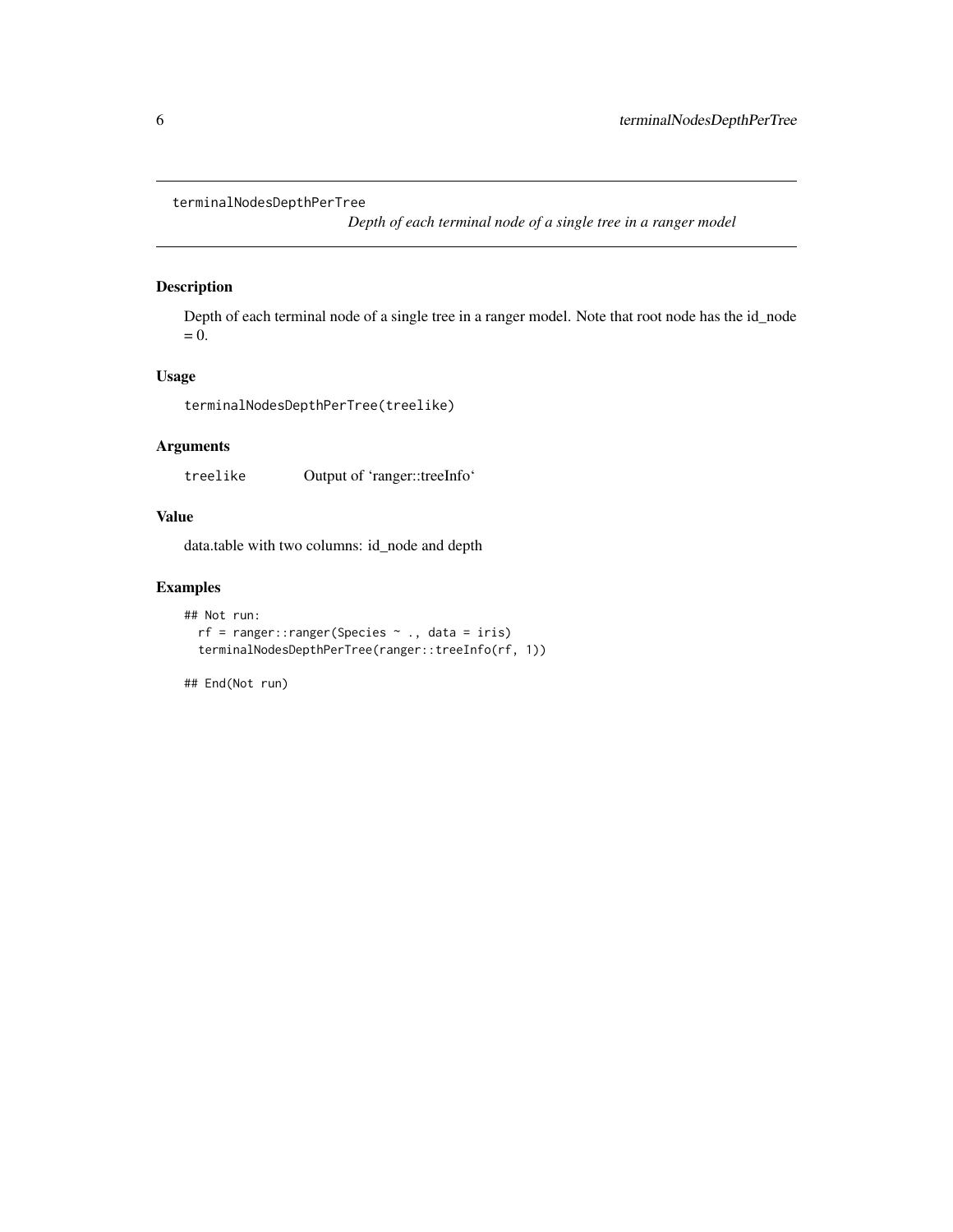`terminalNodesDepthPerTree` *Depth of each terminal node of a single tree in a ranger model*

## Description

Depth of each terminal node of a single tree in a ranger model. Note that root node has the id_node = 0.

## Usage

```
terminalNodesDepthPerTree(treelike)
```

## Arguments

| | |
|---|---|
| `treelike` | Output of 'ranger::treeInfo' |

## Value

data.table with two columns: id_node and depth

## Examples

```
## Not run:
  rf = ranger::ranger(Species ~ ., data = iris)
  terminalNodesDepthPerTree(ranger::treeInfo(rf, 1))

## End(Not run)
```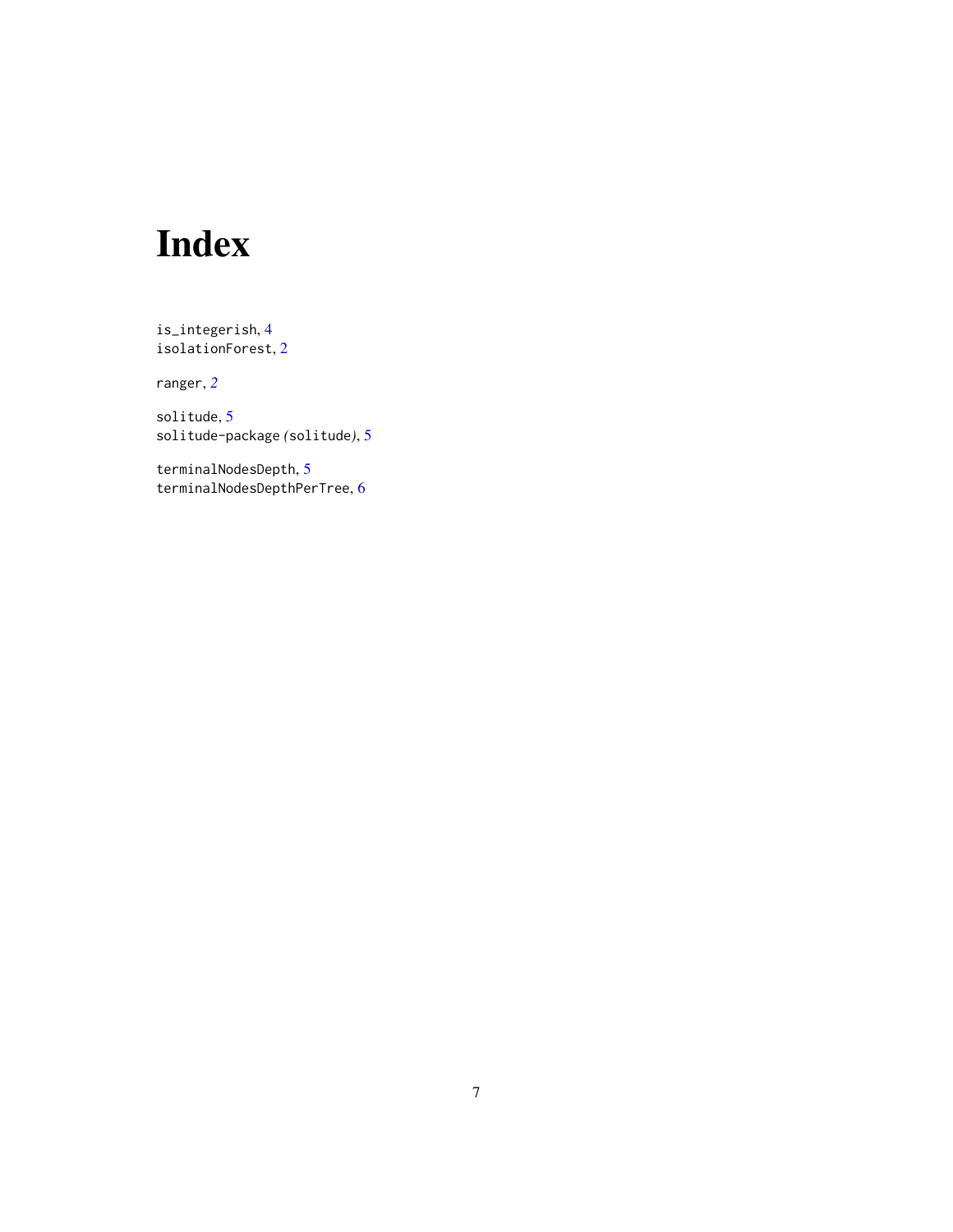# Index

is_integerish, 4
isolationForest, 2

ranger, *2*

solitude, 5
solitude-package (solitude), 5

terminalNodesDepth, 5
terminalNodesDepthPerTree, 6